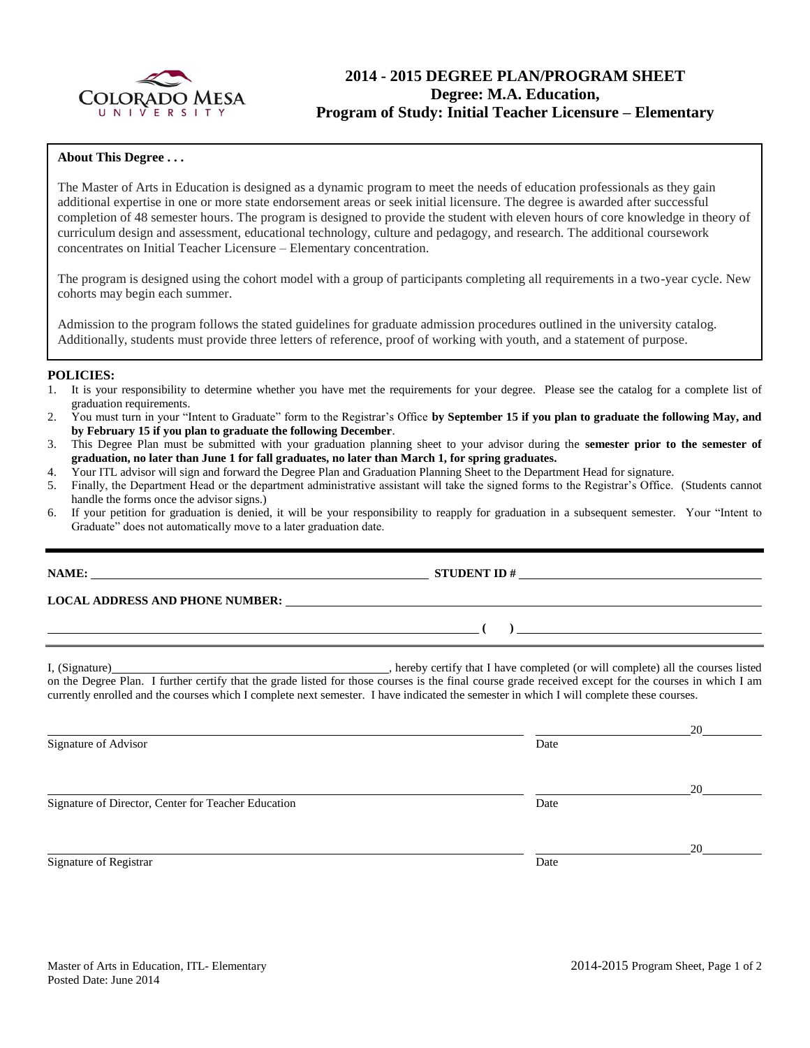# 2014 - 2015 DEGREE PLAN/PROGRAM SHEET
## Degree: M.A. Education,
## Program of Study: Initial Teacher Licensure – Elementary

**About This Degree . . .**

The Master of Arts in Education is designed as a dynamic program to meet the needs of education professionals as they gain additional expertise in one or more state endorsement areas or seek initial licensure. The degree is awarded after successful completion of 48 semester hours. The program is designed to provide the student with eleven hours of core knowledge in theory of curriculum design and assessment, educational technology, culture and pedagogy, and research. The additional coursework concentrates on Initial Teacher Licensure – Elementary concentration.

The program is designed using the cohort model with a group of participants completing all requirements in a two-year cycle. New cohorts may begin each summer.

Admission to the program follows the stated guidelines for graduate admission procedures outlined in the university catalog. Additionally, students must provide three letters of reference, proof of working with youth, and a statement of purpose.

**POLICIES:**

1. It is your responsibility to determine whether you have met the requirements for your degree. Please see the catalog for a complete list of graduation requirements.
2. You must turn in your "Intent to Graduate" form to the Registrar's Office **by September 15 if you plan to graduate the following May, and by February 15 if you plan to graduate the following December**.
3. This Degree Plan must be submitted with your graduation planning sheet to your advisor during the **semester prior to the semester of graduation, no later than June 1 for fall graduates, no later than March 1, for spring graduates.**
4. Your ITL advisor will sign and forward the Degree Plan and Graduation Planning Sheet to the Department Head for signature.
5. Finally, the Department Head or the department administrative assistant will take the signed forms to the Registrar's Office. (Students cannot handle the forms once the advisor signs.)
6. If your petition for graduation is denied, it will be your responsibility to reapply for graduation in a subsequent semester. Your "Intent to Graduate" does not automatically move to a later graduation date.

---

**NAME:** ______________________________ **STUDENT ID #** ______________________________

**LOCAL ADDRESS AND PHONE NUMBER:** ______________________________

______________________________ **(    )** ______________________________

I, (Signature)______________________________, hereby certify that I have completed (or will complete) all the courses listed on the Degree Plan. I further certify that the grade listed for those courses is the final course grade received except for the courses in which I am currently enrolled and the courses which I complete next semester. I have indicated the semester in which I will complete these courses.

______________________________ ______________________ 20________
Signature of Advisor Date

______________________________ ______________________ 20________
Signature of Director, Center for Teacher Education Date

______________________________ ______________________ 20________
Signature of Registrar Date

Master of Arts in Education, ITL- Elementary
Posted Date: June 2014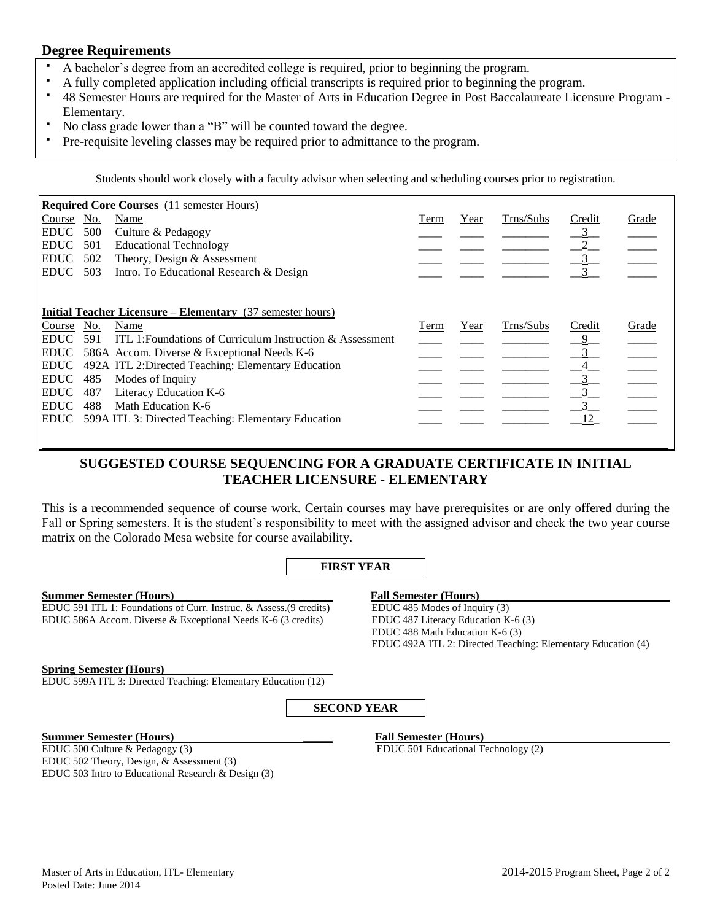## Degree Requirements

- A bachelor's degree from an accredited college is required, prior to beginning the program.
- A fully completed application including official transcripts is required prior to beginning the program.
- 48 Semester Hours are required for the Master of Arts in Education Degree in Post Baccalaureate Licensure Program - Elementary.
- No class grade lower than a "B" will be counted toward the degree.
- Pre-requisite leveling classes may be required prior to admittance to the program.

Students should work closely with a faculty advisor when selecting and scheduling courses prior to registration.

**Required Core Courses** (11 semester Hours)

| Course | No. | Name | Term | Year | Trns/Subs | Credit | Grade |
|---|---|---|---|---|---|---|---|
| EDUC | 500 | Culture & Pedagogy | | | | 3 | |
| EDUC | 501 | Educational Technology | | | | 2 | |
| EDUC | 502 | Theory, Design & Assessment | | | | 3 | |
| EDUC | 503 | Intro. To Educational Research & Design | | | | 3 | |

**Initial Teacher Licensure – Elementary** (37 semester hours)

| Course | No. | Name | Term | Year | Trns/Subs | Credit | Grade |
|---|---|---|---|---|---|---|---|
| EDUC | 591 | ITL 1:Foundations of Curriculum Instruction & Assessment | | | | 9 | |
| EDUC | 586A | Accom. Diverse & Exceptional Needs K-6 | | | | 3 | |
| EDUC | 492A | ITL 2:Directed Teaching: Elementary Education | | | | 4 | |
| EDUC | 485 | Modes of Inquiry | | | | 3 | |
| EDUC | 487 | Literacy Education K-6 | | | | 3 | |
| EDUC | 488 | Math Education K-6 | | | | 3 | |
| EDUC | 599A | ITL 3: Directed Teaching: Elementary Education | | | | 12 | |

## SUGGESTED COURSE SEQUENCING FOR A GRADUATE CERTIFICATE IN INITIAL TEACHER LICENSURE - ELEMENTARY

This is a recommended sequence of course work. Certain courses may have prerequisites or are only offered during the Fall or Spring semesters. It is the student's responsibility to meet with the assigned advisor and check the two year course matrix on the Colorado Mesa website for course availability.

### FIRST YEAR

**Summer Semester (Hours)**

EDUC 591 ITL 1: Foundations of Curr. Instruc. & Assess.(9 credits)
EDUC 586A Accom. Diverse & Exceptional Needs K-6 (3 credits)

**Fall Semester (Hours)**

EDUC 485 Modes of Inquiry (3)
EDUC 487 Literacy Education K-6 (3)
EDUC 488 Math Education K-6 (3)
EDUC 492A ITL 2: Directed Teaching: Elementary Education (4)

**Spring Semester (Hours)**

EDUC 599A ITL 3: Directed Teaching: Elementary Education (12)

### SECOND YEAR

**Summer Semester (Hours)**

EDUC 500 Culture & Pedagogy (3)
EDUC 502 Theory, Design, & Assessment (3)
EDUC 503 Intro to Educational Research & Design (3)

**Fall Semester (Hours)**

EDUC 501 Educational Technology (2)

Master of Arts in Education, ITL- Elementary
Posted Date: June 2014